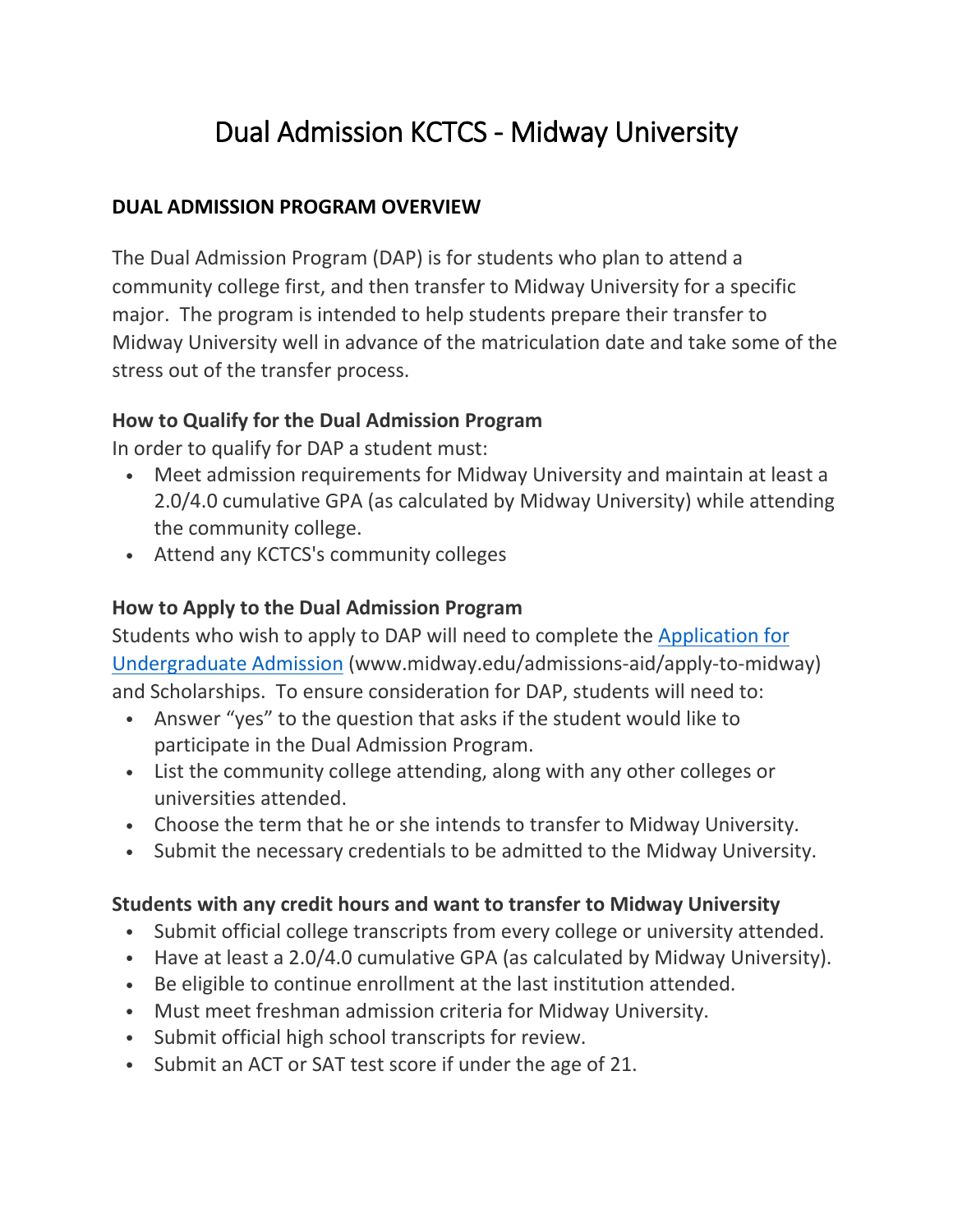# Dual Admission KCTCS - Midway University

## DUAL ADMISSION PROGRAM OVERVIEW

The Dual Admission Program (DAP) is for students who plan to attend a community college first, and then transfer to Midway University for a specific major. The program is intended to help students prepare their transfer to Midway University well in advance of the matriculation date and take some of the stress out of the transfer process.

### How to Qualify for the Dual Admission Program

In order to qualify for DAP a student must:

- Meet admission requirements for Midway University and maintain at least a 2.0/4.0 cumulative GPA (as calculated by Midway University) while attending the community college.
- Attend any KCTCS's community colleges

### How to Apply to the Dual Admission Program

Students who wish to apply to DAP will need to complete the [Application for Undergraduate Admission](www.midway.edu/admissions-aid/apply-to-midway) (www.midway.edu/admissions-aid/apply-to-midway) and Scholarships. To ensure consideration for DAP, students will need to:

- Answer "yes" to the question that asks if the student would like to participate in the Dual Admission Program.
- List the community college attending, along with any other colleges or universities attended.
- Choose the term that he or she intends to transfer to Midway University.
- Submit the necessary credentials to be admitted to the Midway University.

### Students with any credit hours and want to transfer to Midway University

- Submit official college transcripts from every college or university attended.
- Have at least a 2.0/4.0 cumulative GPA (as calculated by Midway University).
- Be eligible to continue enrollment at the last institution attended.
- Must meet freshman admission criteria for Midway University.
- Submit official high school transcripts for review.
- Submit an ACT or SAT test score if under the age of 21.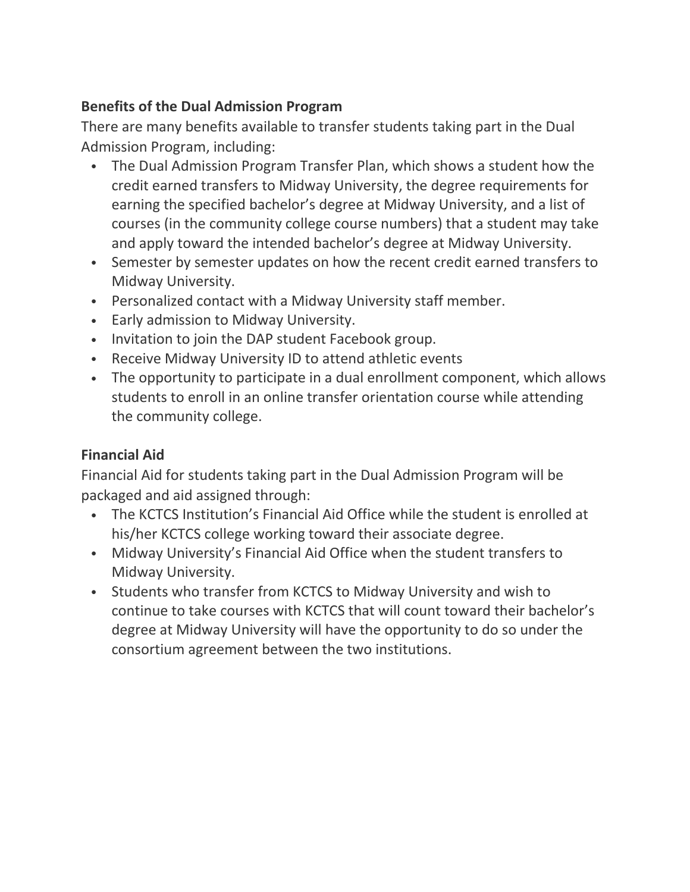**Benefits of the Dual Admission Program**

There are many benefits available to transfer students taking part in the Dual Admission Program, including:

- The Dual Admission Program Transfer Plan, which shows a student how the credit earned transfers to Midway University, the degree requirements for earning the specified bachelor's degree at Midway University, and a list of courses (in the community college course numbers) that a student may take and apply toward the intended bachelor's degree at Midway University.
- Semester by semester updates on how the recent credit earned transfers to Midway University.
- Personalized contact with a Midway University staff member.
- Early admission to Midway University.
- Invitation to join the DAP student Facebook group.
- Receive Midway University ID to attend athletic events
- The opportunity to participate in a dual enrollment component, which allows students to enroll in an online transfer orientation course while attending the community college.

**Financial Aid**

Financial Aid for students taking part in the Dual Admission Program will be packaged and aid assigned through:

- The KCTCS Institution's Financial Aid Office while the student is enrolled at his/her KCTCS college working toward their associate degree.
- Midway University's Financial Aid Office when the student transfers to Midway University.
- Students who transfer from KCTCS to Midway University and wish to continue to take courses with KCTCS that will count toward their bachelor's degree at Midway University will have the opportunity to do so under the consortium agreement between the two institutions.